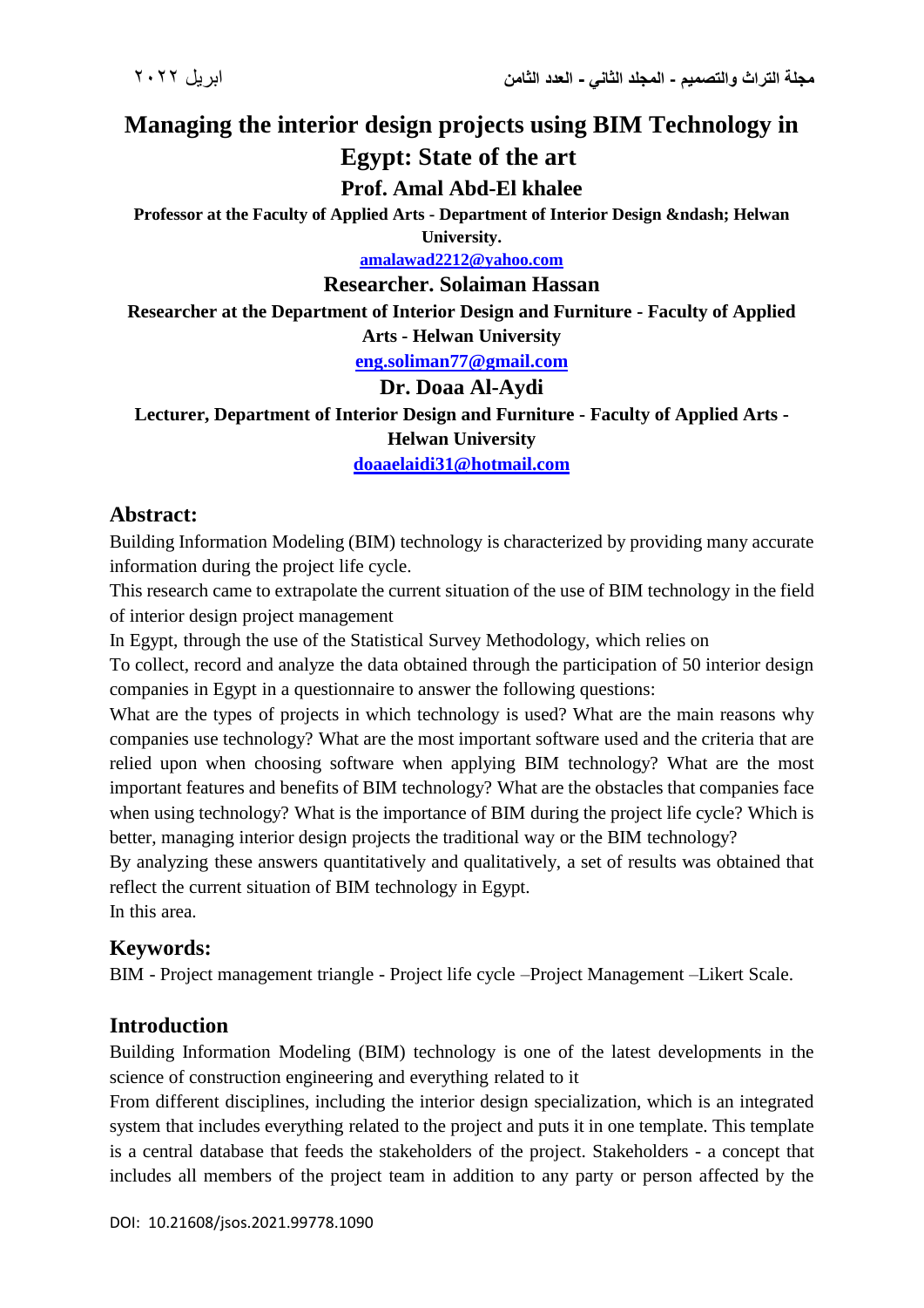# Managing the interior design projects using BIM Technology in Egypt: State of the art

## Prof. Amal Abd-El khalee

**Professor at the Faculty of Applied Arts - Department of Interior Design &ndash; Helwan University.**

amalawad2212@yahoo.com

## Researcher. Solaiman Hassan

**Researcher at the Department of Interior Design and Furniture - Faculty of Applied Arts - Helwan University**

eng.soliman77@gmail.com

## Dr. Doaa Al-Aydi

**Lecturer, Department of Interior Design and Furniture - Faculty of Applied Arts - Helwan University**

doaaelaidi31@hotmail.com

## Abstract:

Building Information Modeling (BIM) technology is characterized by providing many accurate information during the project life cycle.

This research came to extrapolate the current situation of the use of BIM technology in the field of interior design project management

In Egypt, through the use of the Statistical Survey Methodology, which relies on

To collect, record and analyze the data obtained through the participation of 50 interior design companies in Egypt in a questionnaire to answer the following questions:

What are the types of projects in which technology is used? What are the main reasons why companies use technology? What are the most important software used and the criteria that are relied upon when choosing software when applying BIM technology? What are the most important features and benefits of BIM technology? What are the obstacles that companies face when using technology? What is the importance of BIM during the project life cycle? Which is better, managing interior design projects the traditional way or the BIM technology?

By analyzing these answers quantitatively and qualitatively, a set of results was obtained that reflect the current situation of BIM technology in Egypt.

In this area.

## Keywords:

BIM - Project management triangle - Project life cycle –Project Management –Likert Scale.

## Introduction

Building Information Modeling (BIM) technology is one of the latest developments in the science of construction engineering and everything related to it

From different disciplines, including the interior design specialization, which is an integrated system that includes everything related to the project and puts it in one template. This template is a central database that feeds the stakeholders of the project. Stakeholders - a concept that includes all members of the project team in addition to any party or person affected by the

DOI: 10.21608/jsos.2021.99778.1090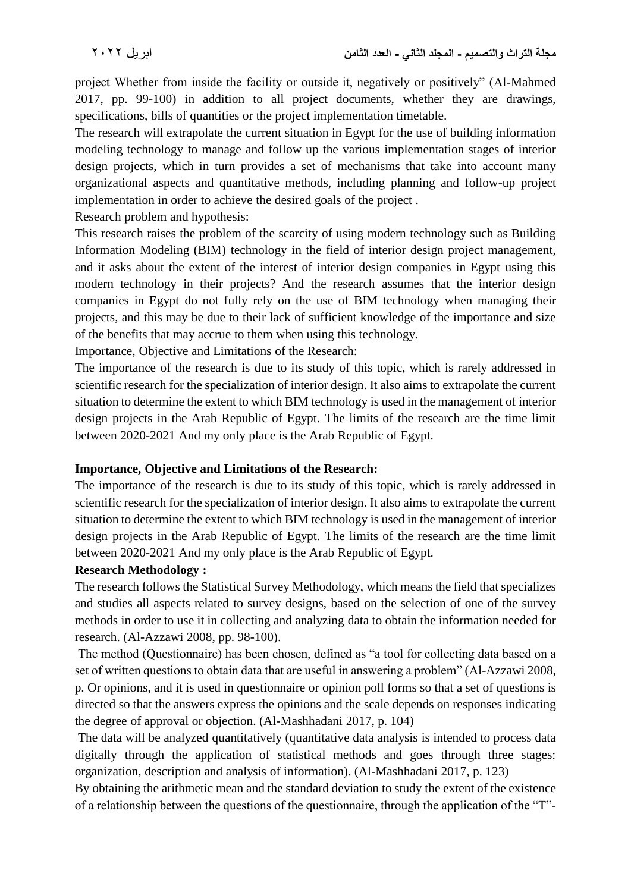project Whether from inside the facility or outside it, negatively or positively" (Al-Mahmed 2017, pp. 99-100) in addition to all project documents, whether they are drawings, specifications, bills of quantities or the project implementation timetable.

The research will extrapolate the current situation in Egypt for the use of building information modeling technology to manage and follow up the various implementation stages of interior design projects, which in turn provides a set of mechanisms that take into account many organizational aspects and quantitative methods, including planning and follow-up project implementation in order to achieve the desired goals of the project .

Research problem and hypothesis:

This research raises the problem of the scarcity of using modern technology such as Building Information Modeling (BIM) technology in the field of interior design project management, and it asks about the extent of the interest of interior design companies in Egypt using this modern technology in their projects? And the research assumes that the interior design companies in Egypt do not fully rely on the use of BIM technology when managing their projects, and this may be due to their lack of sufficient knowledge of the importance and size of the benefits that may accrue to them when using this technology.

Importance, Objective and Limitations of the Research:

The importance of the research is due to its study of this topic, which is rarely addressed in scientific research for the specialization of interior design. It also aims to extrapolate the current situation to determine the extent to which BIM technology is used in the management of interior design projects in the Arab Republic of Egypt. The limits of the research are the time limit between 2020-2021 And my only place is the Arab Republic of Egypt.

**Importance, Objective and Limitations of the Research:**

The importance of the research is due to its study of this topic, which is rarely addressed in scientific research for the specialization of interior design. It also aims to extrapolate the current situation to determine the extent to which BIM technology is used in the management of interior design projects in the Arab Republic of Egypt. The limits of the research are the time limit between 2020-2021 And my only place is the Arab Republic of Egypt.

**Research Methodology :**

The research follows the Statistical Survey Methodology, which means the field that specializes and studies all aspects related to survey designs, based on the selection of one of the survey methods in order to use it in collecting and analyzing data to obtain the information needed for research. (Al-Azzawi 2008, pp. 98-100).

The method (Questionnaire) has been chosen, defined as "a tool for collecting data based on a set of written questions to obtain data that are useful in answering a problem" (Al-Azzawi 2008, p. Or opinions, and it is used in questionnaire or opinion poll forms so that a set of questions is directed so that the answers express the opinions and the scale depends on responses indicating the degree of approval or objection. (Al-Mashhadani 2017, p. 104)

The data will be analyzed quantitatively (quantitative data analysis is intended to process data digitally through the application of statistical methods and goes through three stages: organization, description and analysis of information). (Al-Mashhadani 2017, p. 123)

By obtaining the arithmetic mean and the standard deviation to study the extent of the existence of a relationship between the questions of the questionnaire, through the application of the "T"-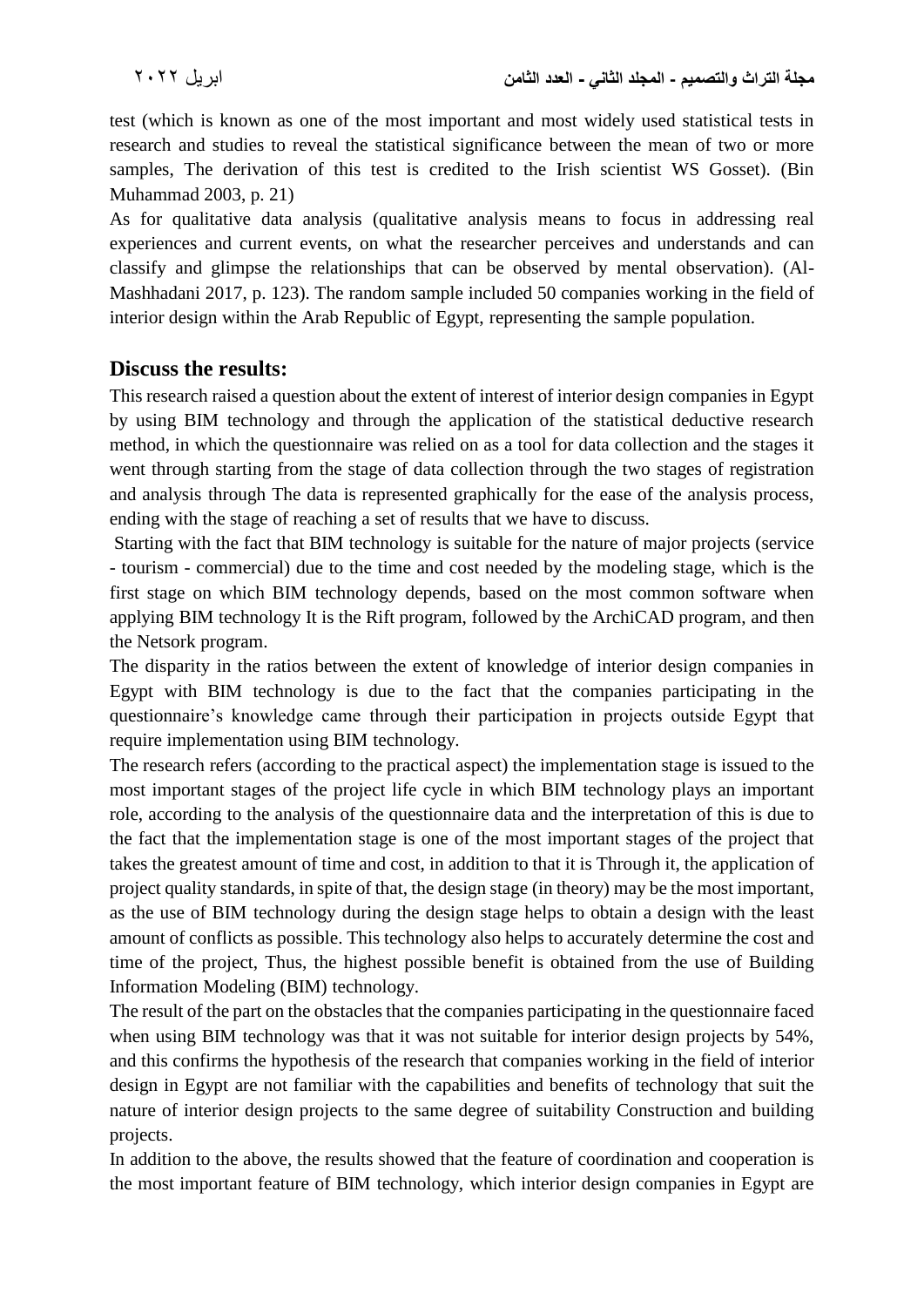test (which is known as one of the most important and most widely used statistical tests in research and studies to reveal the statistical significance between the mean of two or more samples, The derivation of this test is credited to the Irish scientist WS Gosset). (Bin Muhammad 2003, p. 21)

As for qualitative data analysis (qualitative analysis means to focus in addressing real experiences and current events, on what the researcher perceives and understands and can classify and glimpse the relationships that can be observed by mental observation). (Al-Mashhadani 2017, p. 123). The random sample included 50 companies working in the field of interior design within the Arab Republic of Egypt, representing the sample population.

## Discuss the results:

This research raised a question about the extent of interest of interior design companies in Egypt by using BIM technology and through the application of the statistical deductive research method, in which the questionnaire was relied on as a tool for data collection and the stages it went through starting from the stage of data collection through the two stages of registration and analysis through The data is represented graphically for the ease of the analysis process, ending with the stage of reaching a set of results that we have to discuss.

Starting with the fact that BIM technology is suitable for the nature of major projects (service - tourism - commercial) due to the time and cost needed by the modeling stage, which is the first stage on which BIM technology depends, based on the most common software when applying BIM technology It is the Rift program, followed by the ArchiCAD program, and then the Netsork program.

The disparity in the ratios between the extent of knowledge of interior design companies in Egypt with BIM technology is due to the fact that the companies participating in the questionnaire's knowledge came through their participation in projects outside Egypt that require implementation using BIM technology.

The research refers (according to the practical aspect) the implementation stage is issued to the most important stages of the project life cycle in which BIM technology plays an important role, according to the analysis of the questionnaire data and the interpretation of this is due to the fact that the implementation stage is one of the most important stages of the project that takes the greatest amount of time and cost, in addition to that it is Through it, the application of project quality standards, in spite of that, the design stage (in theory) may be the most important, as the use of BIM technology during the design stage helps to obtain a design with the least amount of conflicts as possible. This technology also helps to accurately determine the cost and time of the project, Thus, the highest possible benefit is obtained from the use of Building Information Modeling (BIM) technology.

The result of the part on the obstacles that the companies participating in the questionnaire faced when using BIM technology was that it was not suitable for interior design projects by 54%, and this confirms the hypothesis of the research that companies working in the field of interior design in Egypt are not familiar with the capabilities and benefits of technology that suit the nature of interior design projects to the same degree of suitability Construction and building projects.

In addition to the above, the results showed that the feature of coordination and cooperation is the most important feature of BIM technology, which interior design companies in Egypt are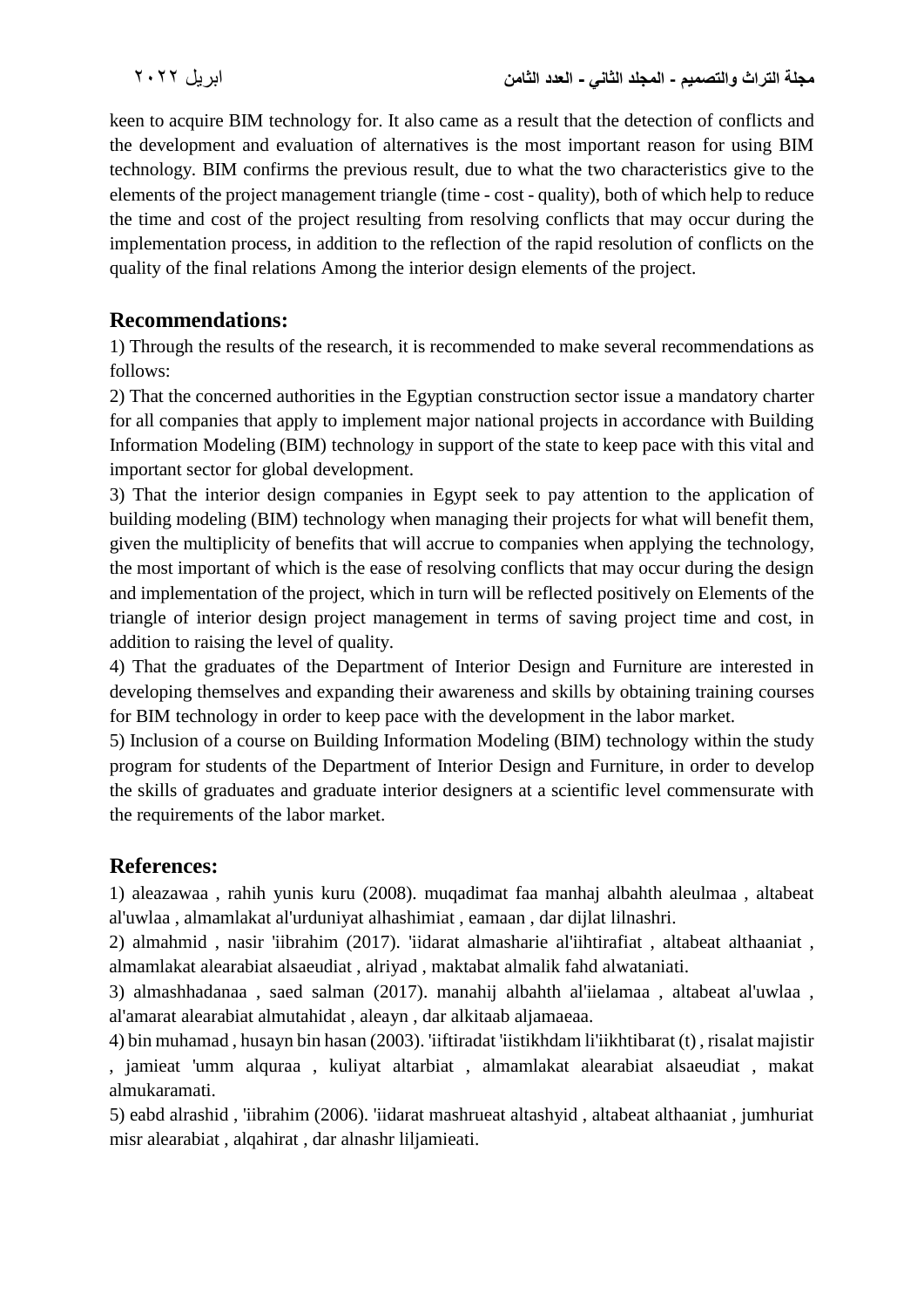keen to acquire BIM technology for. It also came as a result that the detection of conflicts and the development and evaluation of alternatives is the most important reason for using BIM technology. BIM confirms the previous result, due to what the two characteristics give to the elements of the project management triangle (time - cost - quality), both of which help to reduce the time and cost of the project resulting from resolving conflicts that may occur during the implementation process, in addition to the reflection of the rapid resolution of conflicts on the quality of the final relations Among the interior design elements of the project.

## Recommendations:

1) Through the results of the research, it is recommended to make several recommendations as follows:

2) That the concerned authorities in the Egyptian construction sector issue a mandatory charter for all companies that apply to implement major national projects in accordance with Building Information Modeling (BIM) technology in support of the state to keep pace with this vital and important sector for global development.

3) That the interior design companies in Egypt seek to pay attention to the application of building modeling (BIM) technology when managing their projects for what will benefit them, given the multiplicity of benefits that will accrue to companies when applying the technology, the most important of which is the ease of resolving conflicts that may occur during the design and implementation of the project, which in turn will be reflected positively on Elements of the triangle of interior design project management in terms of saving project time and cost, in addition to raising the level of quality.

4) That the graduates of the Department of Interior Design and Furniture are interested in developing themselves and expanding their awareness and skills by obtaining training courses for BIM technology in order to keep pace with the development in the labor market.

5) Inclusion of a course on Building Information Modeling (BIM) technology within the study program for students of the Department of Interior Design and Furniture, in order to develop the skills of graduates and graduate interior designers at a scientific level commensurate with the requirements of the labor market.

## References:

1) aleazawaa , rahih yunis kuru (2008). muqadimat faa manhaj albahth aleulmaa , altabeat al'uwlaa , almamlakat al'urduniyat alhashimiat , eamaan , dar dijlat lilnashri.

2) almahmid , nasir 'iibrahim (2017). 'iidarat almasharie al'iihtirafiat , altabeat althaaniat , almamlakat alearabiat alsaeudiat , alriyad , maktabat almalik fahd alwataniati.

3) almashhadanaa , saed salman (2017). manahij albahth al'iielamaa , altabeat al'uwlaa , al'amarat alearabiat almutahidat , aleayn , dar alkitaab aljamaeaa.

4) bin muhamad , husayn bin hasan (2003). 'iiftiradat 'iistikhdam li'iikhtibarat (t) , risalat majistir , jamieat 'umm alquraa , kuliyat altarbiat , almamlakat alearabiat alsaeudiat , makat almukaramati.

5) eabd alrashid , 'iibrahim (2006). 'iidarat mashrueat altashyid , altabeat althaaniat , jumhuriat misr alearabiat , alqahirat , dar alnashr liljamieati.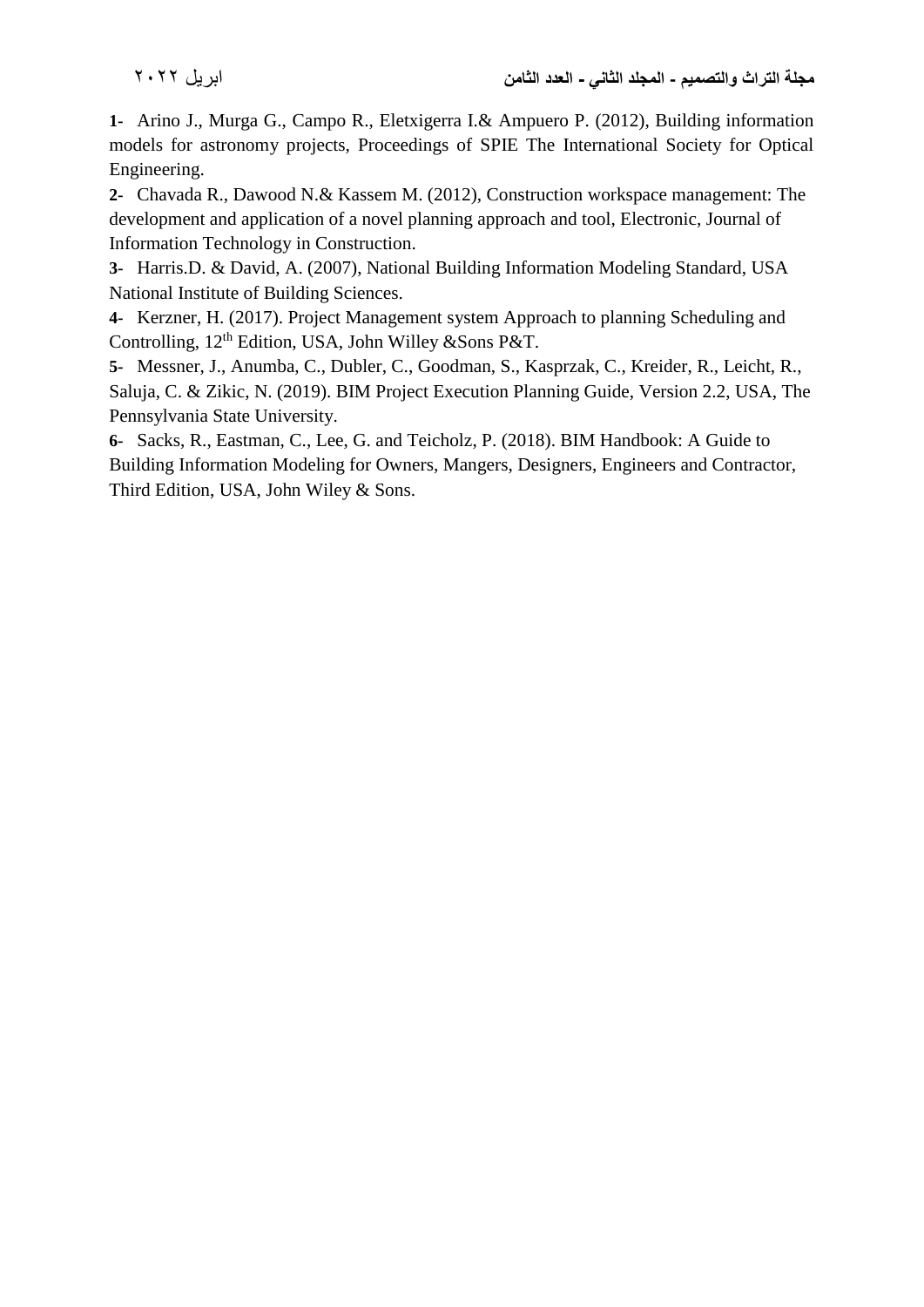**1-** Arino J., Murga G., Campo R., Eletxigerra I.& Ampuero P. (2012), Building information models for astronomy projects, Proceedings of SPIE The International Society for Optical Engineering.

**2-** Chavada R., Dawood N.& Kassem M. (2012), Construction workspace management: The development and application of a novel planning approach and tool, Electronic, Journal of Information Technology in Construction.

**3-** Harris.D. & David, A. (2007), National Building Information Modeling Standard, USA National Institute of Building Sciences.

**4-** Kerzner, H. (2017). Project Management system Approach to planning Scheduling and Controlling, 12th Edition, USA, John Willey &Sons P&T.

**5-** Messner, J., Anumba, C., Dubler, C., Goodman, S., Kasprzak, C., Kreider, R., Leicht, R., Saluja, C. & Zikic, N. (2019). BIM Project Execution Planning Guide, Version 2.2, USA, The Pennsylvania State University.

**6-** Sacks, R., Eastman, C., Lee, G. and Teicholz, P. (2018). BIM Handbook: A Guide to Building Information Modeling for Owners, Mangers, Designers, Engineers and Contractor, Third Edition, USA, John Wiley & Sons.